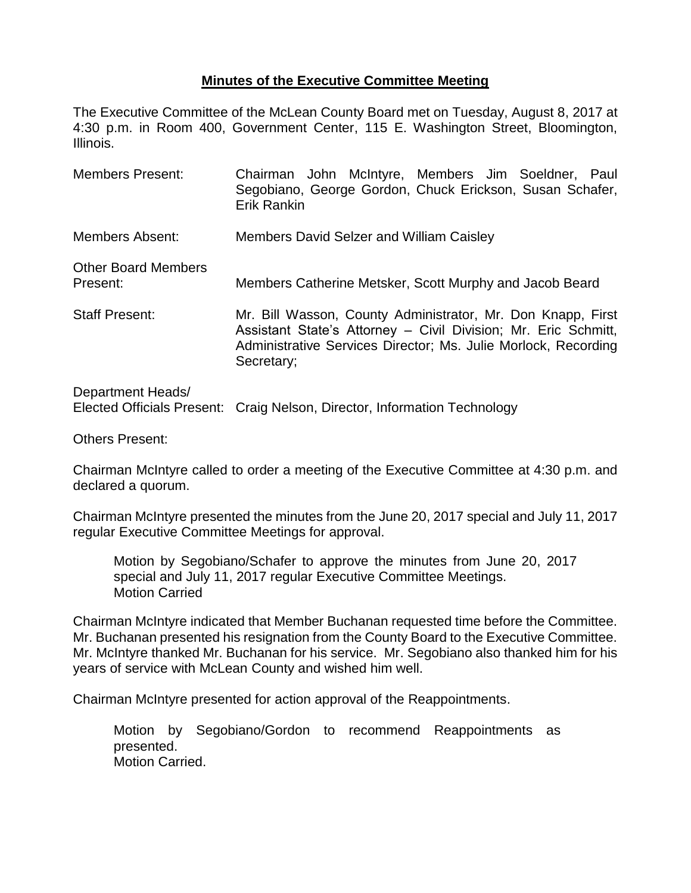## Minutes of the Executive Committee Meeting

The Executive Committee of the McLean County Board met on Tuesday, August 8, 2017 at 4:30 p.m. in Room 400, Government Center, 115 E. Washington Street, Bloomington, Illinois.

| | |
|---|---|
| Members Present: | Chairman John McIntyre, Members Jim Soeldner, Paul Segobiano, George Gordon, Chuck Erickson, Susan Schafer, Erik Rankin |
| Members Absent: | Members David Selzer and William Caisley |
| Other Board Members Present: | Members Catherine Metsker, Scott Murphy and Jacob Beard |
| Staff Present: | Mr. Bill Wasson, County Administrator, Mr. Don Knapp, First Assistant State's Attorney – Civil Division; Mr. Eric Schmitt, Administrative Services Director; Ms. Julie Morlock, Recording Secretary; |
| Department Heads/ Elected Officials Present: | Craig Nelson, Director, Information Technology |
| Others Present: | |

Chairman McIntyre called to order a meeting of the Executive Committee at 4:30 p.m. and declared a quorum.

Chairman McIntyre presented the minutes from the June 20, 2017 special and July 11, 2017 regular Executive Committee Meetings for approval.

> Motion by Segobiano/Schafer to approve the minutes from June 20, 2017 special and July 11, 2017 regular Executive Committee Meetings.
> Motion Carried

Chairman McIntyre indicated that Member Buchanan requested time before the Committee. Mr. Buchanan presented his resignation from the County Board to the Executive Committee. Mr. McIntyre thanked Mr. Buchanan for his service. Mr. Segobiano also thanked him for his years of service with McLean County and wished him well.

Chairman McIntyre presented for action approval of the Reappointments.

> Motion by Segobiano/Gordon to recommend Reappointments as presented.
> Motion Carried.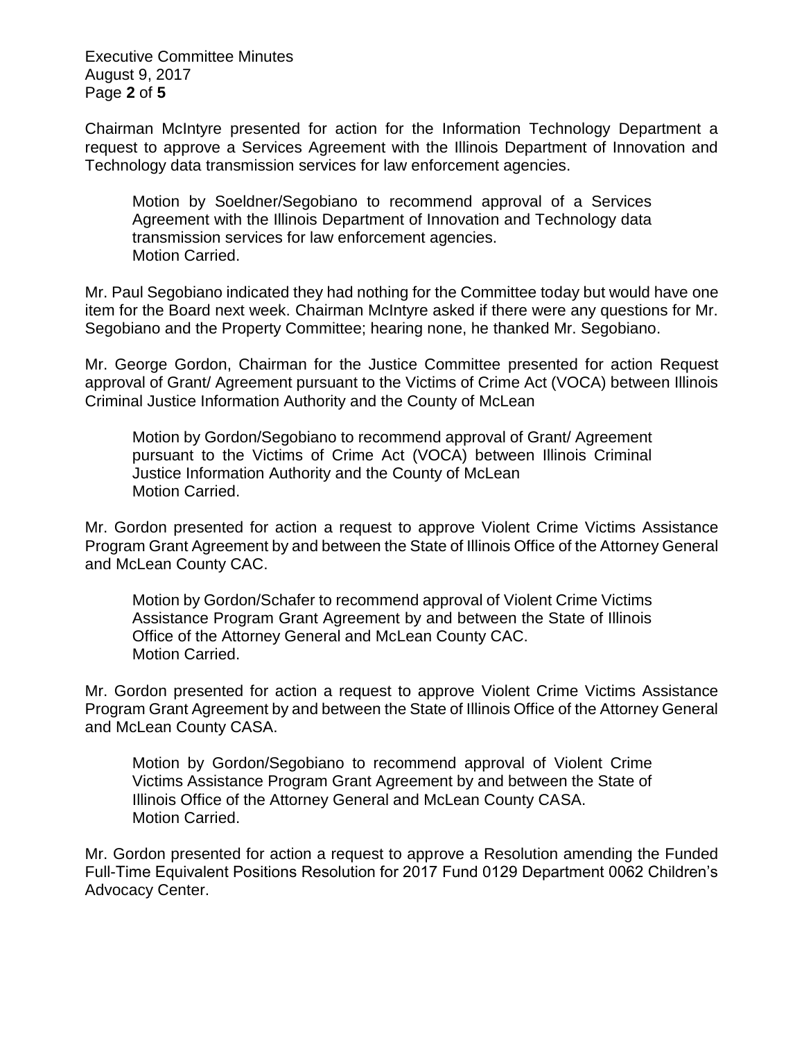Chairman McIntyre presented for action for the Information Technology Department a request to approve a Services Agreement with the Illinois Department of Innovation and Technology data transmission services for law enforcement agencies.

> Motion by Soeldner/Segobiano to recommend approval of a Services Agreement with the Illinois Department of Innovation and Technology data transmission services for law enforcement agencies.
> Motion Carried.

Mr. Paul Segobiano indicated they had nothing for the Committee today but would have one item for the Board next week. Chairman McIntyre asked if there were any questions for Mr. Segobiano and the Property Committee; hearing none, he thanked Mr. Segobiano.

Mr. George Gordon, Chairman for the Justice Committee presented for action Request approval of Grant/ Agreement pursuant to the Victims of Crime Act (VOCA) between Illinois Criminal Justice Information Authority and the County of McLean

> Motion by Gordon/Segobiano to recommend approval of Grant/ Agreement pursuant to the Victims of Crime Act (VOCA) between Illinois Criminal Justice Information Authority and the County of McLean
> Motion Carried.

Mr. Gordon presented for action a request to approve Violent Crime Victims Assistance Program Grant Agreement by and between the State of Illinois Office of the Attorney General and McLean County CAC.

> Motion by Gordon/Schafer to recommend approval of Violent Crime Victims Assistance Program Grant Agreement by and between the State of Illinois Office of the Attorney General and McLean County CAC.
> Motion Carried.

Mr. Gordon presented for action a request to approve Violent Crime Victims Assistance Program Grant Agreement by and between the State of Illinois Office of the Attorney General and McLean County CASA.

> Motion by Gordon/Segobiano to recommend approval of Violent Crime Victims Assistance Program Grant Agreement by and between the State of Illinois Office of the Attorney General and McLean County CASA.
> Motion Carried.

Mr. Gordon presented for action a request to approve a Resolution amending the Funded Full-Time Equivalent Positions Resolution for 2017 Fund 0129 Department 0062 Children's Advocacy Center.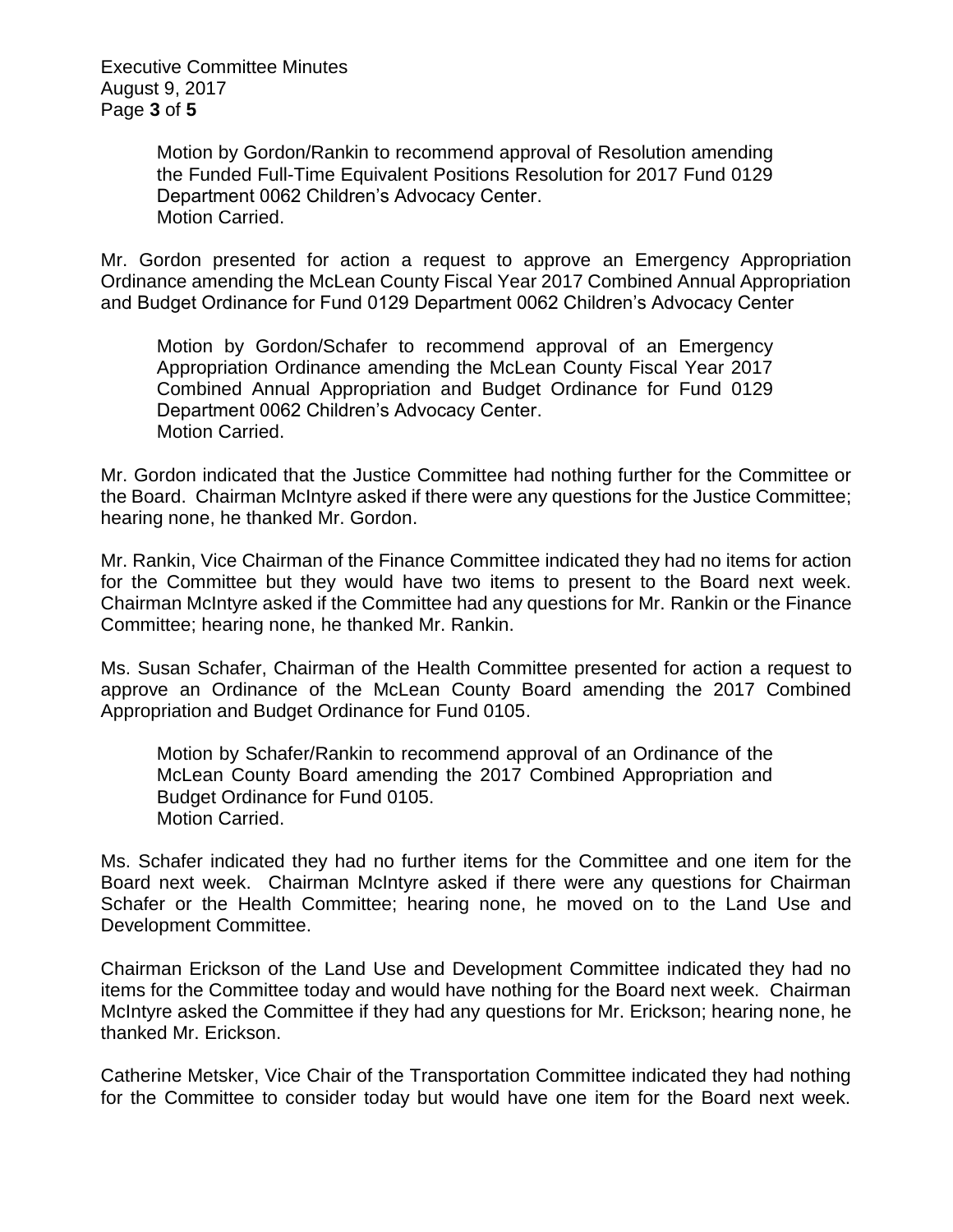Motion by Gordon/Rankin to recommend approval of Resolution amending the Funded Full-Time Equivalent Positions Resolution for 2017 Fund 0129 Department 0062 Children's Advocacy Center.
Motion Carried.

Mr. Gordon presented for action a request to approve an Emergency Appropriation Ordinance amending the McLean County Fiscal Year 2017 Combined Annual Appropriation and Budget Ordinance for Fund 0129 Department 0062 Children's Advocacy Center

Motion by Gordon/Schafer to recommend approval of an Emergency Appropriation Ordinance amending the McLean County Fiscal Year 2017 Combined Annual Appropriation and Budget Ordinance for Fund 0129 Department 0062 Children's Advocacy Center.
Motion Carried.

Mr. Gordon indicated that the Justice Committee had nothing further for the Committee or the Board. Chairman McIntyre asked if there were any questions for the Justice Committee; hearing none, he thanked Mr. Gordon.

Mr. Rankin, Vice Chairman of the Finance Committee indicated they had no items for action for the Committee but they would have two items to present to the Board next week. Chairman McIntyre asked if the Committee had any questions for Mr. Rankin or the Finance Committee; hearing none, he thanked Mr. Rankin.

Ms. Susan Schafer, Chairman of the Health Committee presented for action a request to approve an Ordinance of the McLean County Board amending the 2017 Combined Appropriation and Budget Ordinance for Fund 0105.

Motion by Schafer/Rankin to recommend approval of an Ordinance of the McLean County Board amending the 2017 Combined Appropriation and Budget Ordinance for Fund 0105.
Motion Carried.

Ms. Schafer indicated they had no further items for the Committee and one item for the Board next week. Chairman McIntyre asked if there were any questions for Chairman Schafer or the Health Committee; hearing none, he moved on to the Land Use and Development Committee.

Chairman Erickson of the Land Use and Development Committee indicated they had no items for the Committee today and would have nothing for the Board next week. Chairman McIntyre asked the Committee if they had any questions for Mr. Erickson; hearing none, he thanked Mr. Erickson.

Catherine Metsker, Vice Chair of the Transportation Committee indicated they had nothing for the Committee to consider today but would have one item for the Board next week.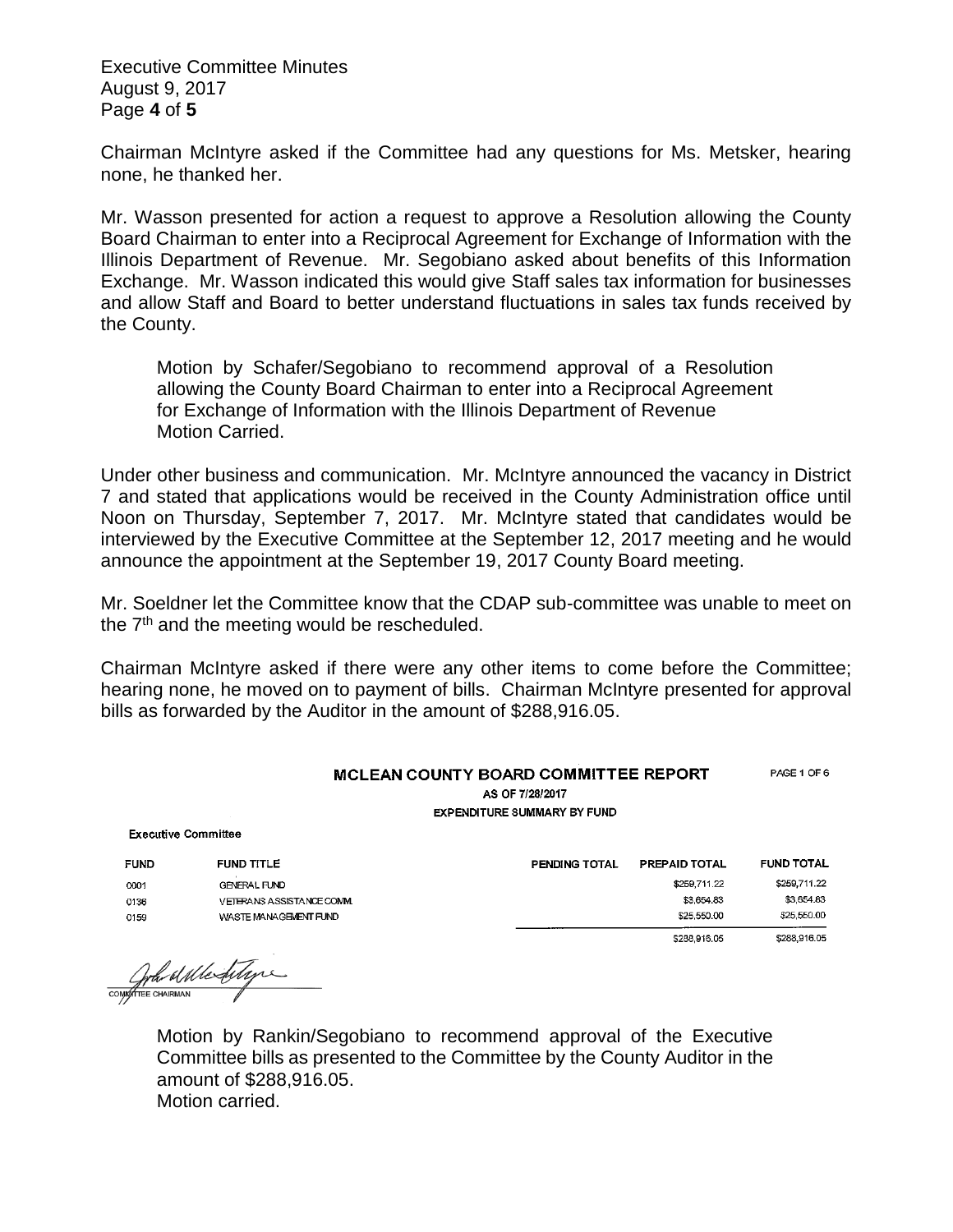Chairman McIntyre asked if the Committee had any questions for Ms. Metsker, hearing none, he thanked her.

Mr. Wasson presented for action a request to approve a Resolution allowing the County Board Chairman to enter into a Reciprocal Agreement for Exchange of Information with the Illinois Department of Revenue. Mr. Segobiano asked about benefits of this Information Exchange. Mr. Wasson indicated this would give Staff sales tax information for businesses and allow Staff and Board to better understand fluctuations in sales tax funds received by the County.

> Motion by Schafer/Segobiano to recommend approval of a Resolution allowing the County Board Chairman to enter into a Reciprocal Agreement for Exchange of Information with the Illinois Department of Revenue
> Motion Carried.

Under other business and communication. Mr. McIntyre announced the vacancy in District 7 and stated that applications would be received in the County Administration office until Noon on Thursday, September 7, 2017. Mr. McIntyre stated that candidates would be interviewed by the Executive Committee at the September 12, 2017 meeting and he would announce the appointment at the September 19, 2017 County Board meeting.

Mr. Soeldner let the Committee know that the CDAP sub-committee was unable to meet on the 7th and the meeting would be rescheduled.

Chairman McIntyre asked if there were any other items to come before the Committee; hearing none, he moved on to payment of bills. Chairman McIntyre presented for approval bills as forwarded by the Auditor in the amount of $288,916.05.

**MCLEAN COUNTY BOARD COMMITTEE REPORT** PAGE 1 OF 6

AS OF 7/28/2017

EXPENDITURE SUMMARY BY FUND

Executive Committee

| FUND | FUND TITLE | PENDING TOTAL | PREPAID TOTAL | FUND TOTAL |
|---|---|---|---|---|
| 0001 | GENERAL FUND | | $259,711.22 | $259,711.22 |
| 0136 | VETERANS ASSISTANCE COMM. | | $3,654.83 | $3,654.83 |
| 0159 | WASTE MANAGEMENT FUND | | $25,550.00 | $25,550.00 |
| | | | $288,916.05 | $288,916.05 |

COMMITTEE CHAIRMAN

> Motion by Rankin/Segobiano to recommend approval of the Executive Committee bills as presented to the Committee by the County Auditor in the amount of $288,916.05.
> Motion carried.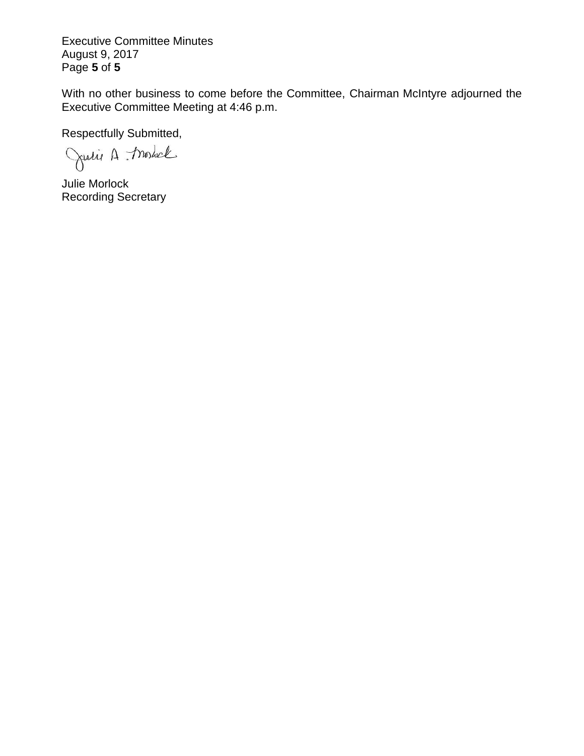With no other business to come before the Committee, Chairman McIntyre adjourned the Executive Committee Meeting at 4:46 p.m.

Respectfully Submitted,

Julie A. Morlock

Julie Morlock
Recording Secretary